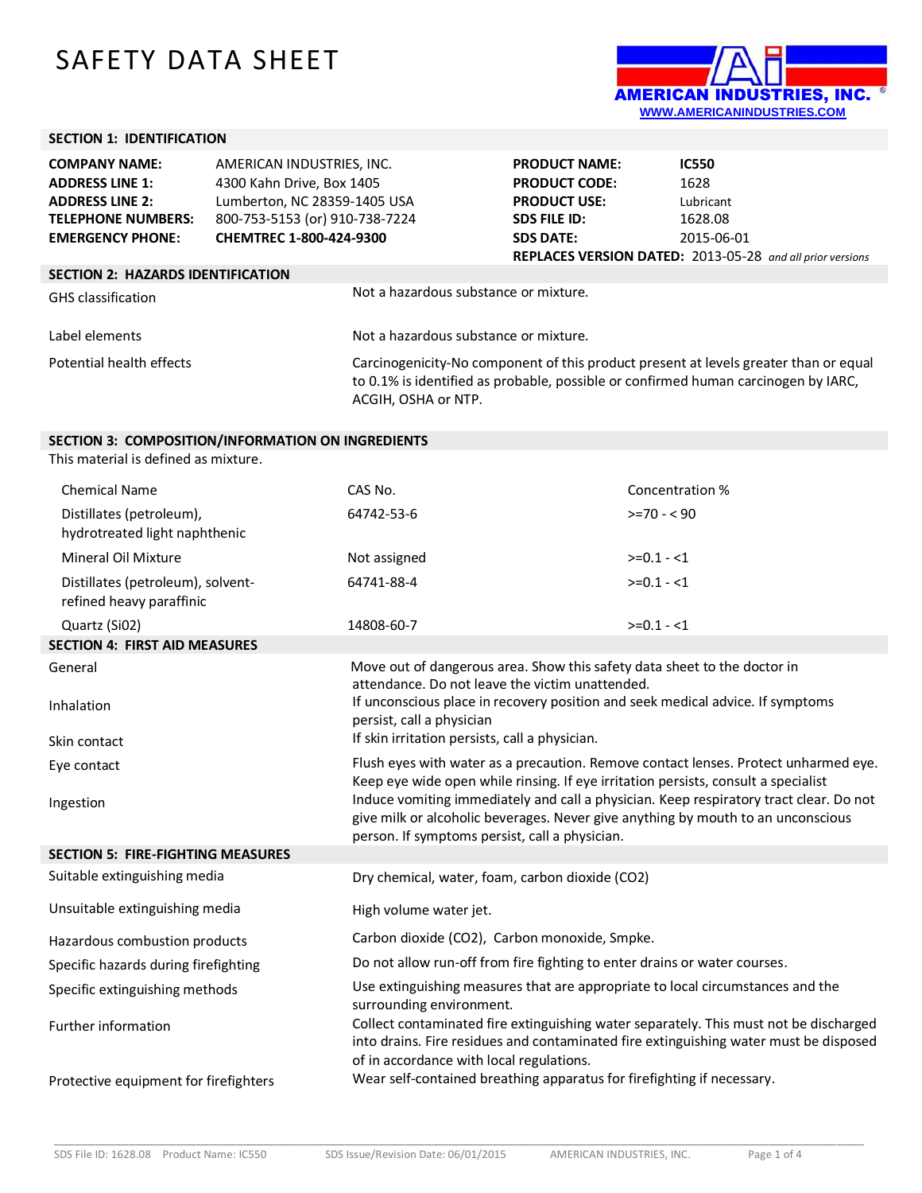# SAFETY DATA SHEET

AMERICAN INDUSTRIES, INC.
WWW.AMERICANINDUSTRIES.COM

## SECTION 1: IDENTIFICATION

| | | | |
|---|---|---|---|
| **COMPANY NAME:** | AMERICAN INDUSTRIES, INC. | **PRODUCT NAME:** | **IC550** |
| **ADDRESS LINE 1:** | 4300 Kahn Drive, Box 1405 | **PRODUCT CODE:** | 1628 |
| **ADDRESS LINE 2:** | Lumberton, NC 28359-1405 USA | **PRODUCT USE:** | Lubricant |
| **TELEPHONE NUMBERS:** | 800-753-5153 (or) 910-738-7224 | **SDS FILE ID:** | 1628.08 |
| **EMERGENCY PHONE:** | **CHEMTREC 1-800-424-9300** | **SDS DATE:** | 2015-06-01 |

**REPLACES VERSION DATED:** 2013-05-28 *and all prior versions*

## SECTION 2: HAZARDS IDENTIFICATION

| | |
|---|---|
| GHS classification | Not a hazardous substance or mixture. |
| Label elements | Not a hazardous substance or mixture. |
| Potential health effects | Carcinogenicity-No component of this product present at levels greater than or equal to 0.1% is identified as probable, possible or confirmed human carcinogen by IARC, ACGIH, OSHA or NTP. |

## SECTION 3: COMPOSITION/INFORMATION ON INGREDIENTS

This material is defined as mixture.

| Chemical Name | CAS No. | Concentration % |
|---|---|---|
| Distillates (petroleum), hydrotreated light naphthenic | 64742-53-6 | >=70 - < 90 |
| Mineral Oil Mixture | Not assigned | >=0.1 - <1 |
| Distillates (petroleum), solvent-refined heavy paraffinic | 64741-88-4 | >=0.1 - <1 |
| Quartz (Si02) | 14808-60-7 | >=0.1 - <1 |

## SECTION 4: FIRST AID MEASURES

| | |
|---|---|
| General | Move out of dangerous area. Show this safety data sheet to the doctor in attendance. Do not leave the victim unattended. |
| Inhalation | If unconscious place in recovery position and seek medical advice. If symptoms persist, call a physician |
| Skin contact | If skin irritation persists, call a physician. |
| Eye contact | Flush eyes with water as a precaution. Remove contact lenses. Protect unharmed eye. Keep eye wide open while rinsing. If eye irritation persists, consult a specialist |
| Ingestion | Induce vomiting immediately and call a physician. Keep respiratory tract clear. Do not give milk or alcoholic beverages. Never give anything by mouth to an unconscious person. If symptoms persist, call a physician. |

## SECTION 5: FIRE-FIGHTING MEASURES

| | |
|---|---|
| Suitable extinguishing media | Dry chemical, water, foam, carbon dioxide ($CO_2$) |
| Unsuitable extinguishing media | High volume water jet. |
| Hazardous combustion products | Carbon dioxide ($CO_2$), Carbon monoxide, Smpke. |
| Specific hazards during firefighting | Do not allow run-off from fire fighting to enter drains or water courses. |
| Specific extinguishing methods | Use extinguishing measures that are appropriate to local circumstances and the surrounding environment. |
| Further information | Collect contaminated fire extinguishing water separately. This must not be discharged into drains. Fire residues and contaminated fire extinguishing water must be disposed of in accordance with local regulations. |
| Protective equipment for firefighters | Wear self-contained breathing apparatus for firefighting if necessary. |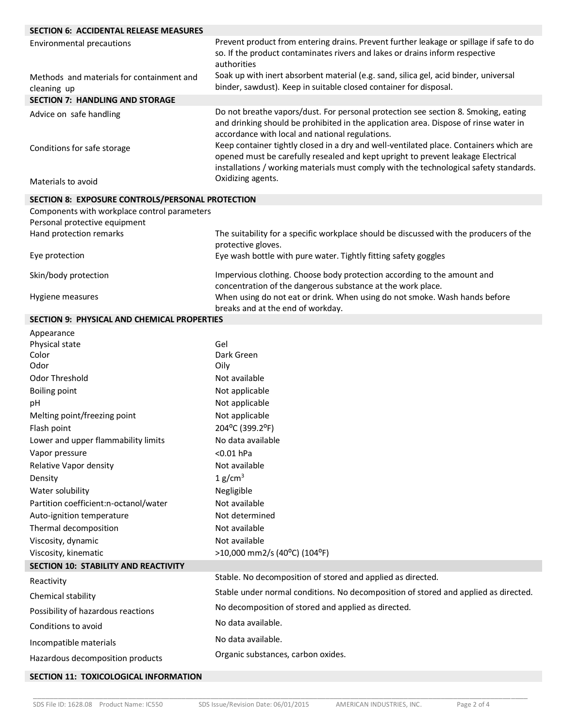## SECTION 6: ACCIDENTAL RELEASE MEASURES

| | |
|---|---|
| Environmental precautions | Prevent product from entering drains. Prevent further leakage or spillage if safe to do so. If the product contaminates rivers and lakes or drains inform respective authorities |
| Methods and materials for containment and cleaning up | Soak up with inert absorbent material (e.g. sand, silica gel, acid binder, universal binder, sawdust). Keep in suitable closed container for disposal. |

## SECTION 7: HANDLING AND STORAGE

| | |
|---|---|
| Advice on safe handling | Do not breathe vapors/dust. For personal protection see section 8. Smoking, eating and drinking should be prohibited in the application area. Dispose of rinse water in accordance with local and national regulations. |
| Conditions for safe storage | Keep container tightly closed in a dry and well-ventilated place. Containers which are opened must be carefully resealed and kept upright to prevent leakage Electrical installations / working materials must comply with the technological safety standards. |
| Materials to avoid | Oxidizing agents. |

## SECTION 8: EXPOSURE CONTROLS/PERSONAL PROTECTION

| | |
|---|---|
| Components with workplace control parameters | |
| Personal protective equipment | |
| Hand protection remarks | The suitability for a specific workplace should be discussed with the producers of the protective gloves. |
| Eye protection | Eye wash bottle with pure water. Tightly fitting safety goggles |
| Skin/body protection | Impervious clothing. Choose body protection according to the amount and concentration of the dangerous substance at the work place. |
| Hygiene measures | When using do not eat or drink. When using do not smoke. Wash hands before breaks and at the end of workday. |

## SECTION 9: PHYSICAL AND CHEMICAL PROPERTIES

| | |
|---|---|
| Appearance | |
| Physical state | Gel |
| Color | Dark Green |
| Odor | Oily |
| Odor Threshold | Not available |
| Boiling point | Not applicable |
| pH | Not applicable |
| Melting point/freezing point | Not applicable |
| Flash point | 204°C (399.2°F) |
| Lower and upper flammability limits | No data available |
| Vapor pressure | <0.01 hPa |
| Relative Vapor density | Not available |
| Density | 1 $g/cm^3$ |
| Water solubility | Negligible |
| Partition coefficient:n-octanol/water | Not available |
| Auto-ignition temperature | Not determined |
| Thermal decomposition | Not available |
| Viscosity, dynamic | Not available |
| Viscosity, kinematic | >10,000 mm2/s (40°C) (104°F) |

## SECTION 10: STABILITY AND REACTIVITY

| | |
|---|---|
| Reactivity | Stable. No decomposition of stored and applied as directed. |
| Chemical stability | Stable under normal conditions. No decomposition of stored and applied as directed. |
| Possibility of hazardous reactions | No decomposition of stored and applied as directed. |
| Conditions to avoid | No data available. |
| Incompatible materials | No data available. |
| Hazardous decomposition products | Organic substances, carbon oxides. |

## SECTION 11: TOXICOLOGICAL INFORMATION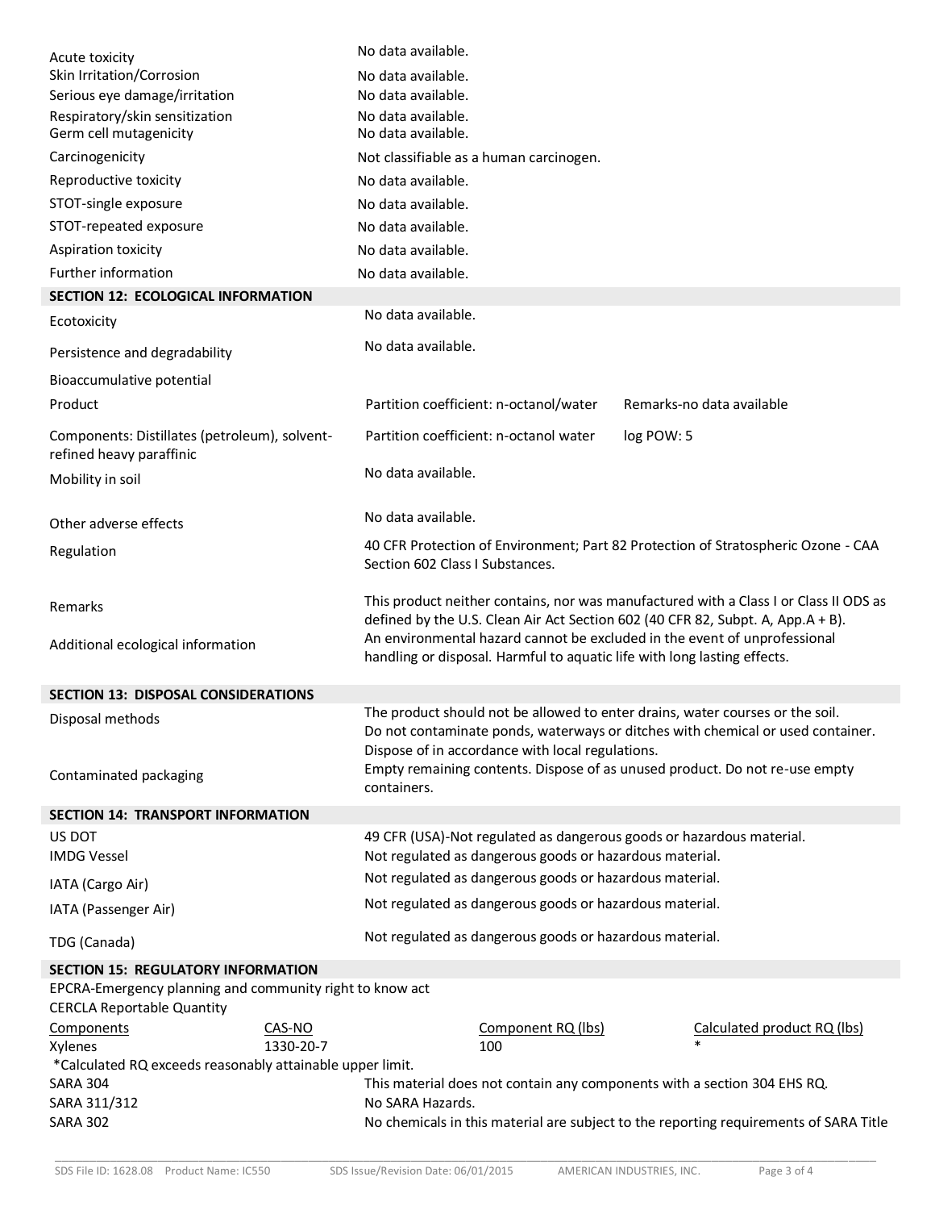| | |
|---|---|
| Acute toxicity | No data available. |
| Skin Irritation/Corrosion | No data available. |
| Serious eye damage/irritation | No data available. |
| Respiratory/skin sensitization | No data available. |
| Germ cell mutagenicity | No data available. |
| Carcinogenicity | Not classifiable as a human carcinogen. |
| Reproductive toxicity | No data available. |
| STOT-single exposure | No data available. |
| STOT-repeated exposure | No data available. |
| Aspiration toxicity | No data available. |
| Further information | No data available. |

## SECTION 12: ECOLOGICAL INFORMATION

| | | |
|---|---|---|
| Ecotoxicity | No data available. | |
| Persistence and degradability | No data available. | |
| Bioaccumulative potential | | |
| Product | Partition coefficient: n-octanol/water | Remarks-no data available |
| Components: Distillates (petroleum), solvent-refined heavy paraffinic | Partition coefficient: n-octanol water | log POW: 5 |
| Mobility in soil | No data available. | |
| Other adverse effects | No data available. | |
| Regulation | 40 CFR Protection of Environment; Part 82 Protection of Stratospheric Ozone - CAA Section 602 Class I Substances. | |
| Remarks | This product neither contains, nor was manufactured with a Class I or Class II ODS as defined by the U.S. Clean Air Act Section 602 (40 CFR 82, Subpt. A, App.A + B). | |
| Additional ecological information | An environmental hazard cannot be excluded in the event of unprofessional handling or disposal. Harmful to aquatic life with long lasting effects. | |

## SECTION 13: DISPOSAL CONSIDERATIONS

| | |
|---|---|
| Disposal methods | The product should not be allowed to enter drains, water courses or the soil. Do not contaminate ponds, waterways or ditches with chemical or used container. Dispose of in accordance with local regulations. |
| Contaminated packaging | Empty remaining contents. Dispose of as unused product. Do not re-use empty containers. |

## SECTION 14: TRANSPORT INFORMATION

| | |
|---|---|
| US DOT | 49 CFR (USA)-Not regulated as dangerous goods or hazardous material. |
| IMDG Vessel | Not regulated as dangerous goods or hazardous material. |
| IATA (Cargo Air) | Not regulated as dangerous goods or hazardous material. |
| IATA (Passenger Air) | Not regulated as dangerous goods or hazardous material. |
| TDG (Canada) | Not regulated as dangerous goods or hazardous material. |

## SECTION 15: REGULATORY INFORMATION

EPCRA-Emergency planning and community right to know act

CERCLA Reportable Quantity

| Components | CAS-NO | Component RQ (lbs) | Calculated product RQ (lbs) |
|---|---|---|---|
| Xylenes | 1330-20-7 | 100 | * |

*Calculated RQ exceeds reasonably attainable upper limit.

| | |
|---|---|
| SARA 304 | This material does not contain any components with a section 304 EHS RQ. |
| SARA 311/312 | No SARA Hazards. |
| SARA 302 | No chemicals in this material are subject to the reporting requirements of SARA Title |

SDS File ID: 1628.08 Product Name: IC550 SDS Issue/Revision Date: 06/01/2015 AMERICAN INDUSTRIES, INC.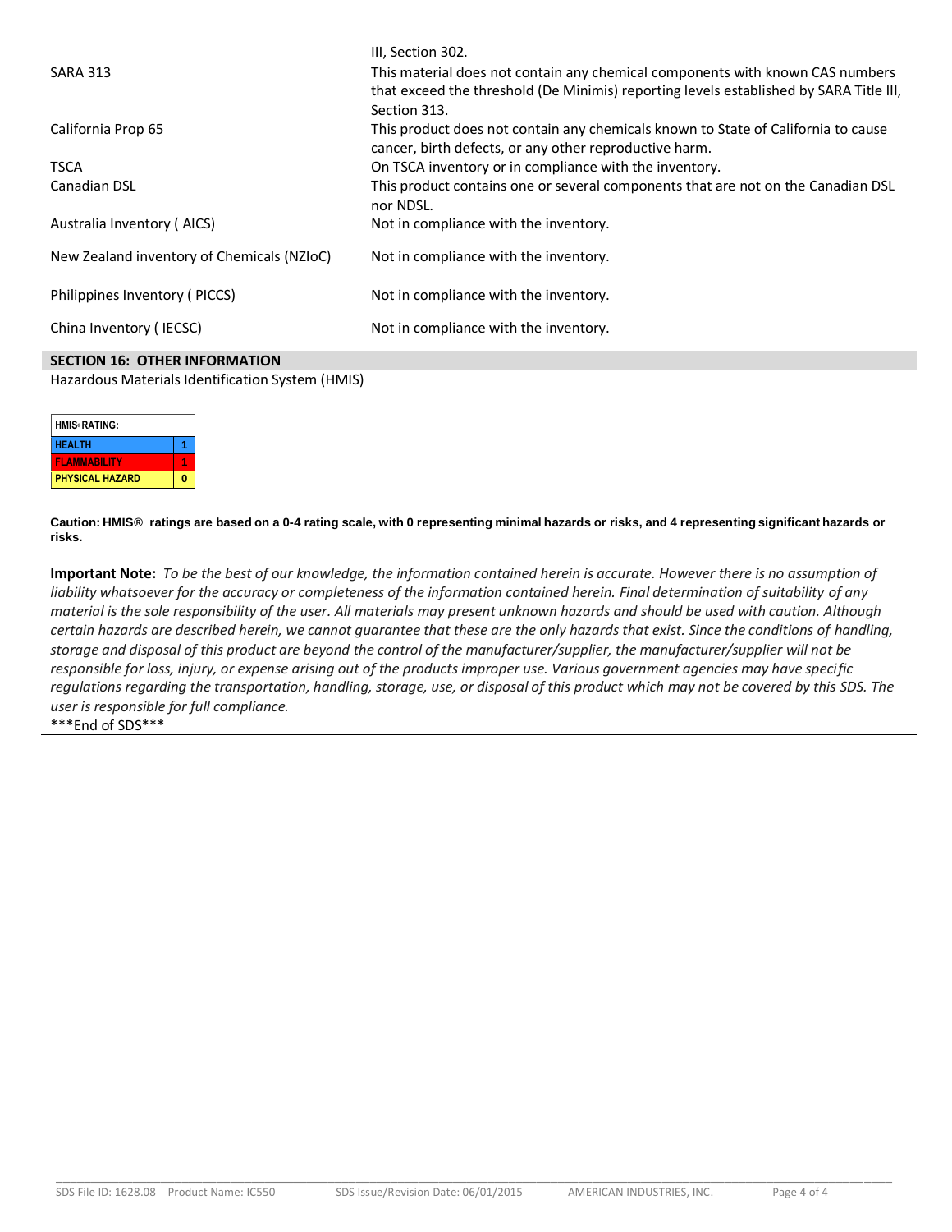| | |
|---|---|
| | III, Section 302. |
| SARA 313 | This material does not contain any chemical components with known CAS numbers that exceed the threshold (De Minimis) reporting levels established by SARA Title III, Section 313. |
| California Prop 65 | This product does not contain any chemicals known to State of California to cause cancer, birth defects, or any other reproductive harm. |
| TSCA | On TSCA inventory or in compliance with the inventory. |
| Canadian DSL | This product contains one or several components that are not on the Canadian DSL nor NDSL. |
| Australia Inventory ( AICS) | Not in compliance with the inventory. |
| New Zealand inventory of Chemicals (NZIoC) | Not in compliance with the inventory. |
| Philippines Inventory ( PICCS) | Not in compliance with the inventory. |
| China Inventory ( IECSC) | Not in compliance with the inventory. |

## SECTION 16: OTHER INFORMATION

Hazardous Materials Identification System (HMIS)

| HMIS® RATING: | |
|---|---|
| HEALTH | 1 |
| FLAMMABILITY | 1 |
| PHYSICAL HAZARD | 0 |

**Caution: HMIS® ratings are based on a 0-4 rating scale, with 0 representing minimal hazards or risks, and 4 representing significant hazards or risks.**

**Important Note:** *To be the best of our knowledge, the information contained herein is accurate. However there is no assumption of liability whatsoever for the accuracy or completeness of the information contained herein. Final determination of suitability of any material is the sole responsibility of the user. All materials may present unknown hazards and should be used with caution. Although certain hazards are described herein, we cannot guarantee that these are the only hazards that exist. Since the conditions of handling, storage and disposal of this product are beyond the control of the manufacturer/supplier, the manufacturer/supplier will not be responsible for loss, injury, or expense arising out of the products improper use. Various government agencies may have specific regulations regarding the transportation, handling, storage, use, or disposal of this product which may not be covered by this SDS. The user is responsible for full compliance.*

***End of SDS***